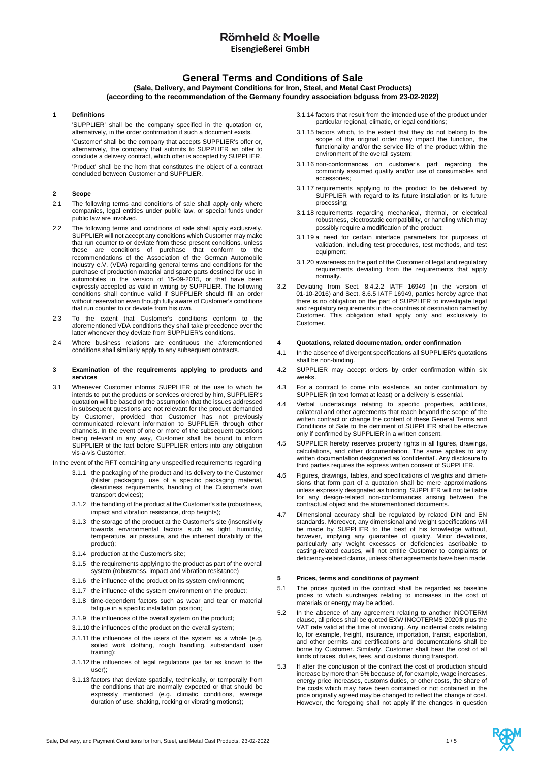# Römheld & Moelle

**Eisengießerei GmbH**

## General Terms and Conditions of Sale

**(Sale, Delivery, and Payment Conditions for Iron, Steel, and Metal Cast Products)**
**(according to the recommendation of the Germany foundry association bdguss from 23-02-2022)**

### 1 Definitions

'SUPPLIER' shall be the company specified in the quotation or, alternatively, in the order confirmation if such a document exists.

'Customer' shall be the company that accepts SUPPLIER's offer or, alternatively, the company that submits to SUPPLIER an offer to conclude a delivery contract, which offer is accepted by SUPPLIER.

'Product' shall be the item that constitutes the object of a contract concluded between Customer and SUPPLIER.

### 2 Scope

2.1 The following terms and conditions of sale shall apply only where companies, legal entities under public law, or special funds under public law are involved.

2.2 The following terms and conditions of sale shall apply exclusively. SUPPLIER will not accept any conditions which Customer may make that run counter to or deviate from these present conditions, unless these are conditions of purchase that conform to the recommendations of the Association of the German Automobile Industry e.V. (VDA) regarding general terms and conditions for the purchase of production material and spare parts destined for use in automobiles in the version of 15-09-2015, or that have been expressly accepted as valid in writing by SUPPLIER. The following conditions shall continue valid if SUPPLIER should fill an order without reservation even though fully aware of Customer's conditions that run counter to or deviate from his own.

2.3 To the extent that Customer's conditions conform to the aforementioned VDA conditions they shall take precedence over the latter whenever they deviate from SUPPLIER's conditions.

2.4 Where business relations are continuous the aforementioned conditions shall similarly apply to any subsequent contracts.

### 3 Examination of the requirements applying to products and services

3.1 Whenever Customer informs SUPPLIER of the use to which he intends to put the products or services ordered by him, SUPPLIER's quotation will be based on the assumption that the issues addressed in subsequent questions are not relevant for the product demanded by Customer, provided that Customer has not previously communicated relevant information to SUPPLIER through other channels. In the event of one or more of the subsequent questions being relevant in any way, Customer shall be bound to inform SUPPLIER of the fact before SUPPLIER enters into any obligation vis-a-vis Customer.

In the event of the RFT containing any unspecified requirements regarding

3.1.1 the packaging of the product and its delivery to the Customer (blister packaging, use of a specific packaging material, cleanliness requirements, handling of the Customer's own transport devices);

3.1.2 the handling of the product at the Customer's site (robustness, impact and vibration resistance, drop heights);

3.1.3 the storage of the product at the Customer's site (insensitivity towards environmental factors such as light, humidity, temperature, air pressure, and the inherent durability of the product);

3.1.4 production at the Customer's site;

3.1.5 the requirements applying to the product as part of the overall system (robustness, impact and vibration resistance)

3.1.6 the influence of the product on its system environment;

3.1.7 the influence of the system environment on the product;

3.1.8 time-dependent factors such as wear and tear or material fatigue in a specific installation position;

3.1.9 the influences of the overall system on the product;

3.1.10 the influences of the product on the overall system;

3.1.11 the influences of the users of the system as a whole (e.g. soiled work clothing, rough handling, substandard user training);

3.1.12 the influences of legal regulations (as far as known to the user);

3.1.13 factors that deviate spatially, technically, or temporally from the conditions that are normally expected or that should be expressly mentioned (e.g. climatic conditions, average duration of use, shaking, rocking or vibrating motions);

3.1.14 factors that result from the intended use of the product under particular regional, climatic, or legal conditions;

3.1.15 factors which, to the extent that they do not belong to the scope of the original order may impact the function, the functionality and/or the service life of the product within the environment of the overall system;

3.1.16 non-conformances on customer's part regarding the commonly assumed quality and/or use of consumables and accessories;

3.1.17 requirements applying to the product to be delivered by SUPPLIER with regard to its future installation or its future processing;

3.1.18 requirements regarding mechanical, thermal, or electrical robustness, electrostatic compatibility, or handling which may possibly require a modification of the product;

3.1.19 a need for certain interface parameters for purposes of validation, including test procedures, test methods, and test equipment;

3.1.20 awareness on the part of the Customer of legal and regulatory requirements deviating from the requirements that apply normally.

3.2 Deviating from Sect. 8.4.2.2 IATF 16949 (in the version of 01-10-2016) and Sect. 8.6.5 IATF 16949, parties hereby agree that there is no obligation on the part of SUPPLIER to investigate legal and regulatory requirements in the countries of destination named by Customer. This obligation shall apply only and exclusively to Customer.

### 4 Quotations, related documentation, order confirmation

4.1 In the absence of divergent specifications all SUPPLIER's quotations shall be non-binding.

4.2 SUPPLIER may accept orders by order confirmation within six weeks.

4.3 For a contract to come into existence, an order confirmation by SUPPLIER (in text format at least) or a delivery is essential.

4.4 Verbal undertakings relating to specific properties, additions, collateral and other agreements that reach beyond the scope of the written contract or change the content of these General Terms and Conditions of Sale to the detriment of SUPPLIER shall be effective only if confirmed by SUPPLIER in a written consent.

4.5 SUPPLIER hereby reserves property rights in all figures, drawings, calculations, and other documentation. The same applies to any written documentation designated as 'confidential'. Any disclosure to third parties requires the express written consent of SUPPLIER.

4.6 Figures, drawings, tables, and specifications of weights and dimensions that form part of a quotation shall be mere approximations unless expressly designated as binding. SUPPLIER will not be liable for any design-related non-conformances arising between the contractual object and the aforementioned documents.

4.7 Dimensional accuracy shall be regulated by related DIN and EN standards. Moreover, any dimensional and weight specifications will be made by SUPPLIER to the best of his knowledge without, however, implying any guarantee of quality. Minor deviations, particularly any weight excesses or deficiencies ascribable to casting-related causes, will not entitle Customer to complaints or deficiency-related claims, unless other agreements have been made.

### 5 Prices, terms and conditions of payment

5.1 The prices quoted in the contract shall be regarded as baseline prices to which surcharges relating to increases in the cost of materials or energy may be added.

5.2 In the absence of any agreement relating to another INCOTERM clause, all prices shall be quoted EXW INCOTERMS 2020® plus the VAT rate valid at the time of invoicing. Any incidental costs relating to, for example, freight, insurance, importation, transit, exportation, and other permits and certifications and documentations shall be borne by Customer. Similarly, Customer shall bear the cost of all kinds of taxes, duties, fees, and customs during transport.

5.3 If after the conclusion of the contract the cost of production should increase by more than 5% because of, for example, wage increases, energy price increases, customs duties, or other costs, the share of the costs which may have been contained or not contained in the price originally agreed may be changed to reflect the change of cost. However, the foregoing shall not apply if the changes in question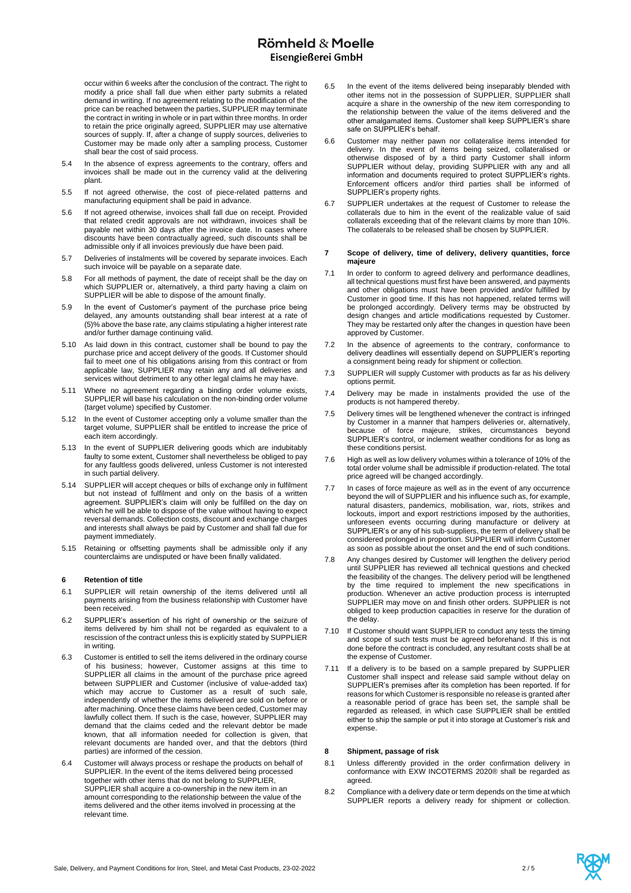occur within 6 weeks after the conclusion of the contract. The right to modify a price shall fall due when either party submits a related demand in writing. If no agreement relating to the modification of the price can be reached between the parties, SUPPLIER may terminate the contract in writing in whole or in part within three months. In order to retain the price originally agreed, SUPPLIER may use alternative sources of supply. If, after a change of supply sources, deliveries to Customer may be made only after a sampling process, Customer shall bear the cost of said process.

5.4 In the absence of express agreements to the contrary, offers and invoices shall be made out in the currency valid at the delivering plant.

5.5 If not agreed otherwise, the cost of piece-related patterns and manufacturing equipment shall be paid in advance.

5.6 If not agreed otherwise, invoices shall fall due on receipt. Provided that related credit approvals are not withdrawn, invoices shall be payable net within 30 days after the invoice date. In cases where discounts have been contractually agreed, such discounts shall be admissible only if all invoices previously due have been paid.

5.7 Deliveries of instalments will be covered by separate invoices. Each such invoice will be payable on a separate date.

5.8 For all methods of payment, the date of receipt shall be the day on which SUPPLIER or, alternatively, a third party having a claim on SUPPLIER will be able to dispose of the amount finally.

5.9 In the event of Customer's payment of the purchase price being delayed, any amounts outstanding shall bear interest at a rate of (5)% above the base rate, any claims stipulating a higher interest rate and/or further damage continuing valid.

5.10 As laid down in this contract, customer shall be bound to pay the purchase price and accept delivery of the goods. If Customer should fail to meet one of his obligations arising from this contract or from applicable law, SUPPLIER may retain any and all deliveries and services without detriment to any other legal claims he may have.

5.11 Where no agreement regarding a binding order volume exists, SUPPLIER will base his calculation on the non-binding order volume (target volume) specified by Customer.

5.12 In the event of Customer accepting only a volume smaller than the target volume, SUPPLIER shall be entitled to increase the price of each item accordingly.

5.13 In the event of SUPPLIER delivering goods which are indubitably faulty to some extent, Customer shall nevertheless be obliged to pay for any faultless goods delivered, unless Customer is not interested in such partial delivery.

5.14 SUPPLIER will accept cheques or bills of exchange only in fulfilment but not instead of fulfilment and only on the basis of a written agreement. SUPPLIER's claim will only be fulfilled on the day on which he will be able to dispose of the value without having to expect reversal demands. Collection costs, discount and exchange charges and interests shall always be paid by Customer and shall fall due for payment immediately.

5.15 Retaining or offsetting payments shall be admissible only if any counterclaims are undisputed or have been finally validated.

## 6 Retention of title

6.1 SUPPLIER will retain ownership of the items delivered until all payments arising from the business relationship with Customer have been received.

6.2 SUPPLIER's assertion of his right of ownership or the seizure of items delivered by him shall not be regarded as equivalent to a rescission of the contract unless this is explicitly stated by SUPPLIER in writing.

6.3 Customer is entitled to sell the items delivered in the ordinary course of his business; however, Customer assigns at this time to SUPPLIER all claims in the amount of the purchase price agreed between SUPPLIER and Customer (inclusive of value-added tax) which may accrue to Customer as a result of such sale, independently of whether the items delivered are sold on before or after machining. Once these claims have been ceded, Customer may lawfully collect them. If such is the case, however, SUPPLIER may demand that the claims ceded and the relevant debtor be made known, that all information needed for collection is given, that relevant documents are handed over, and that the debtors (third parties) are informed of the cession.

6.4 Customer will always process or reshape the products on behalf of SUPPLIER. In the event of the items delivered being processed together with other items that do not belong to SUPPLIER, SUPPLIER shall acquire a co-ownership in the new item in an amount corresponding to the relationship between the value of the items delivered and the other items involved in processing at the relevant time.

6.5 In the event of the items delivered being inseparably blended with other items not in the possession of SUPPLIER, SUPPLIER shall acquire a share in the ownership of the new item corresponding to the relationship between the value of the items delivered and the other amalgamated items. Customer shall keep SUPPLIER's share safe on SUPPLIER's behalf.

6.6 Customer may neither pawn nor collateralise items intended for delivery. In the event of items being seized, collateralised or otherwise disposed of by a third party Customer shall inform SUPPLIER without delay, providing SUPPLIER with any and all information and documents required to protect SUPPLIER's rights. Enforcement officers and/or third parties shall be informed of SUPPLIER's property rights.

6.7 SUPPLIER undertakes at the request of Customer to release the collaterals due to him in the event of the realizable value of said collaterals exceeding that of the relevant claims by more than 10%. The collaterals to be released shall be chosen by SUPPLIER.

## 7 Scope of delivery, time of delivery, delivery quantities, force majeure

7.1 In order to conform to agreed delivery and performance deadlines, all technical questions must first have been answered, and payments and other obligations must have been provided and/or fulfilled by Customer in good time. If this has not happened, related terms will be prolonged accordingly. Delivery terms may be obstructed by design changes and article modifications requested by Customer. They may be restarted only after the changes in question have been approved by Customer.

7.2 In the absence of agreements to the contrary, conformance to delivery deadlines will essentially depend on SUPPLIER's reporting a consignment being ready for shipment or collection.

7.3 SUPPLIER will supply Customer with products as far as his delivery options permit.

7.4 Delivery may be made in instalments provided the use of the products is not hampered thereby.

7.5 Delivery times will be lengthened whenever the contract is infringed by Customer in a manner that hampers deliveries or, alternatively, because of force majeure, strikes, circumstances beyond SUPPLIER's control, or inclement weather conditions for as long as these conditions persist.

7.6 High as well as low delivery volumes within a tolerance of 10% of the total order volume shall be admissible if production-related. The total price agreed will be changed accordingly.

7.7 In cases of force majeure as well as in the event of any occurrence beyond the will of SUPPLIER and his influence such as, for example, natural disasters, pandemics, mobilisation, war, riots, strikes and lockouts, import and export restrictions imposed by the authorities, unforeseen events occurring during manufacture or delivery at SUPPLIER's or any of his sub-suppliers, the term of delivery shall be considered prolonged in proportion. SUPPLIER will inform Customer as soon as possible about the onset and the end of such conditions.

7.8 Any changes desired by Customer will lengthen the delivery period until SUPPLIER has reviewed all technical questions and checked the feasibility of the changes. The delivery period will be lengthened by the time required to implement the new specifications in production. Whenever an active production process is interrupted SUPPLIER may move on and finish other orders. SUPPLIER is not obliged to keep production capacities in reserve for the duration of the delay.

7.10 If Customer should want SUPPLIER to conduct any tests the timing and scope of such tests must be agreed beforehand. If this is not done before the contract is concluded, any resultant costs shall be at the expense of Customer.

7.11 If a delivery is to be based on a sample prepared by SUPPLIER Customer shall inspect and release said sample without delay on SUPPLIER's premises after its completion has been reported. If for reasons for which Customer is responsible no release is granted after a reasonable period of grace has been set, the sample shall be regarded as released, in which case SUPPLIER shall be entitled either to ship the sample or put it into storage at Customer's risk and expense.

## 8 Shipment, passage of risk

8.1 Unless differently provided in the order confirmation delivery in conformance with EXW INCOTERMS 2020® shall be regarded as agreed.

8.2 Compliance with a delivery date or term depends on the time at which SUPPLIER reports a delivery ready for shipment or collection.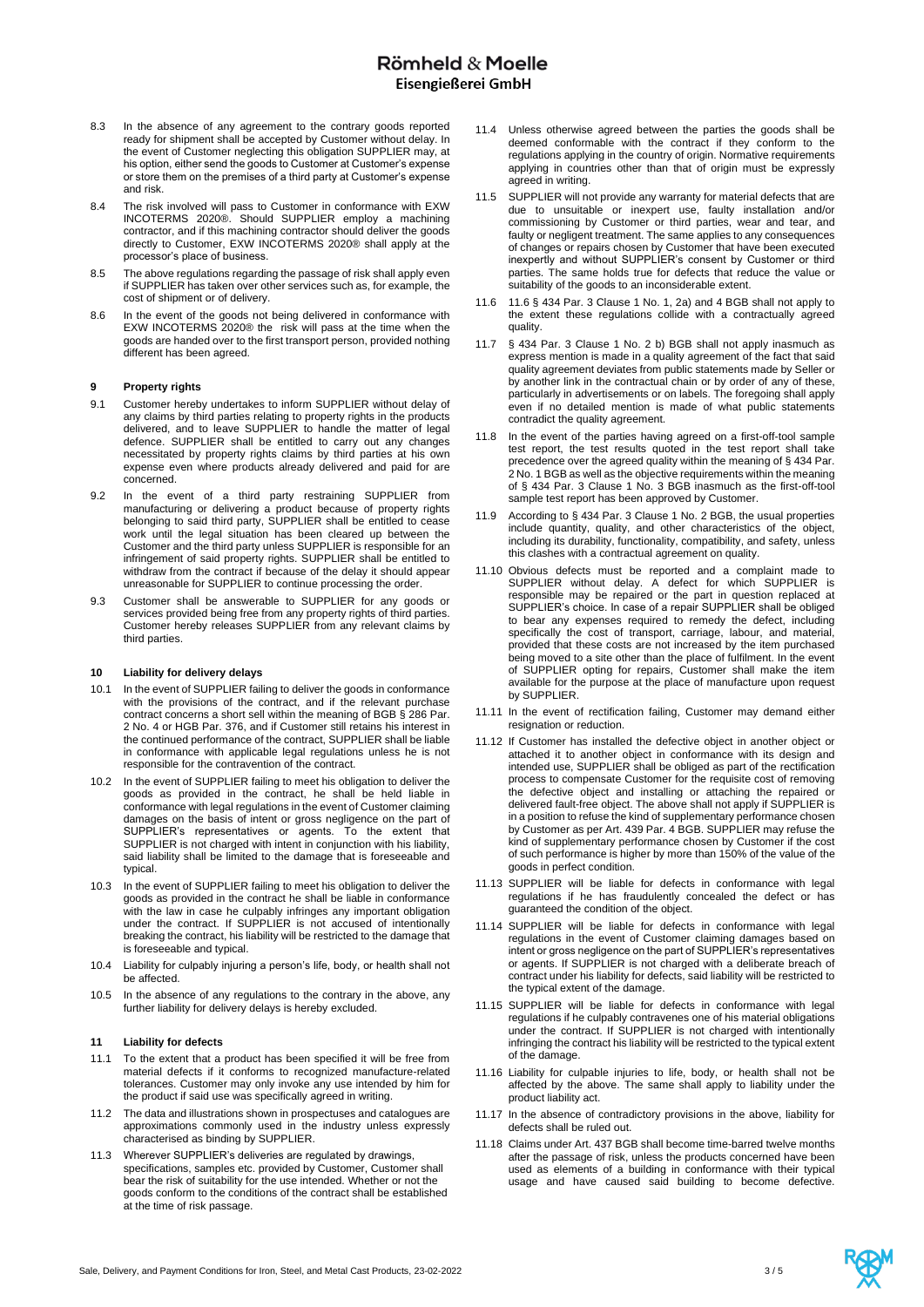8.3 In the absence of any agreement to the contrary goods reported ready for shipment shall be accepted by Customer without delay. In the event of Customer neglecting this obligation SUPPLIER may, at his option, either send the goods to Customer at Customer's expense or store them on the premises of a third party at Customer's expense and risk.

8.4 The risk involved will pass to Customer in conformance with EXW INCOTERMS 2020®. Should SUPPLIER employ a machining contractor, and if this machining contractor should deliver the goods directly to Customer, EXW INCOTERMS 2020® shall apply at the processor's place of business.

8.5 The above regulations regarding the passage of risk shall apply even if SUPPLIER has taken over other services such as, for example, the cost of shipment or of delivery.

8.6 In the event of the goods not being delivered in conformance with EXW INCOTERMS 2020® the risk will pass at the time when the goods are handed over to the first transport person, provided nothing different has been agreed.

## 9 Property rights

9.1 Customer hereby undertakes to inform SUPPLIER without delay of any claims by third parties relating to property rights in the products delivered, and to leave SUPPLIER to handle the matter of legal defence. SUPPLIER shall be entitled to carry out any changes necessitated by property rights claims by third parties at his own expense even where products already delivered and paid for are concerned.

9.2 In the event of a third party restraining SUPPLIER from manufacturing or delivering a product because of property rights belonging to said third party, SUPPLIER shall be entitled to cease work until the legal situation has been cleared up between the Customer and the third party unless SUPPLIER is responsible for an infringement of said property rights. SUPPLIER shall be entitled to withdraw from the contract if because of the delay it should appear unreasonable for SUPPLIER to continue processing the order.

9.3 Customer shall be answerable to SUPPLIER for any goods or services provided being free from any property rights of third parties. Customer hereby releases SUPPLIER from any relevant claims by third parties.

## 10 Liability for delivery delays

10.1 In the event of SUPPLIER failing to deliver the goods in conformance with the provisions of the contract, and if the relevant purchase contract concerns a short sell within the meaning of BGB § 286 Par. 2 No. 4 or HGB Par. 376, and if Customer still retains his interest in the continued performance of the contract, SUPPLIER shall be liable in conformance with applicable legal regulations unless he is not responsible for the contravention of the contract.

10.2 In the event of SUPPLIER failing to meet his obligation to deliver the goods as provided in the contract, he shall be held liable in conformance with legal regulations in the event of Customer claiming damages on the basis of intent or gross negligence on the part of SUPPLIER's representatives or agents. To the extent that SUPPLIER is not charged with intent in conjunction with his liability, said liability shall be limited to the damage that is foreseeable and typical.

10.3 In the event of SUPPLIER failing to meet his obligation to deliver the goods as provided in the contract he shall be liable in conformance with the law in case he culpably infringes any important obligation under the contract. If SUPPLIER is not accused of intentionally breaking the contract, his liability will be restricted to the damage that is foreseeable and typical.

10.4 Liability for culpably injuring a person's life, body, or health shall not be affected.

10.5 In the absence of any regulations to the contrary in the above, any further liability for delivery delays is hereby excluded.

## 11 Liability for defects

11.1 To the extent that a product has been specified it will be free from material defects if it conforms to recognized manufacture-related tolerances. Customer may only invoke any use intended by him for the product if said use was specifically agreed in writing.

11.2 The data and illustrations shown in prospectuses and catalogues are approximations commonly used in the industry unless expressly characterised as binding by SUPPLIER.

11.3 Wherever SUPPLIER's deliveries are regulated by drawings, specifications, samples etc. provided by Customer, Customer shall bear the risk of suitability for the use intended. Whether or not the goods conform to the conditions of the contract shall be established at the time of risk passage.

11.4 Unless otherwise agreed between the parties the goods shall be deemed conformable with the contract if they conform to the regulations applying in the country of origin. Normative requirements applying in countries other than that of origin must be expressly agreed in writing.

11.5 SUPPLIER will not provide any warranty for material defects that are due to unsuitable or inexpert use, faulty installation and/or commissioning by Customer or third parties, wear and tear, and faulty or negligent treatment. The same applies to any consequences of changes or repairs chosen by Customer that have been executed inexpertly and without SUPPLIER's consent by Customer or third parties. The same holds true for defects that reduce the value or suitability of the goods to an inconsiderable extent.

11.6 11.6 § 434 Par. 3 Clause 1 No. 1, 2a) and 4 BGB shall not apply to the extent these regulations collide with a contractually agreed quality.

11.7 § 434 Par. 3 Clause 1 No. 2 b) BGB shall not apply inasmuch as express mention is made in a quality agreement of the fact that said quality agreement deviates from public statements made by Seller or by another link in the contractual chain or by order of any of these, particularly in advertisements or on labels. The foregoing shall apply even if no detailed mention is made of what public statements contradict the quality agreement.

11.8 In the event of the parties having agreed on a first-off-tool sample test report, the test results quoted in the test report shall take precedence over the agreed quality within the meaning of § 434 Par. 2 No. 1 BGB as well as the objective requirements within the meaning of § 434 Par. 3 Clause 1 No. 3 BGB inasmuch as the first-off-tool sample test report has been approved by Customer.

11.9 According to § 434 Par. 3 Clause 1 No. 2 BGB, the usual properties include quantity, quality, and other characteristics of the object, including its durability, functionality, compatibility, and safety, unless this clashes with a contractual agreement on quality.

11.10 Obvious defects must be reported and a complaint made to SUPPLIER without delay. A defect for which SUPPLIER is responsible may be repaired or the part in question replaced at SUPPLIER's choice. In case of a repair SUPPLIER shall be obliged to bear any expenses required to remedy the defect, including specifically the cost of transport, carriage, labour, and material, provided that these costs are not increased by the item purchased being moved to a site other than the place of fulfilment. In the event of SUPPLIER opting for repairs, Customer shall make the item available for the purpose at the place of manufacture upon request by SUPPLIER.

11.11 In the event of rectification failing, Customer may demand either resignation or reduction.

11.12 If Customer has installed the defective object in another object or attached it to another object in conformance with its design and intended use, SUPPLIER shall be obliged as part of the rectification process to compensate Customer for the requisite cost of removing the defective object and installing or attaching the repaired or delivered fault-free object. The above shall not apply if SUPPLIER is in a position to refuse the kind of supplementary performance chosen by Customer as per Art. 439 Par. 4 BGB. SUPPLIER may refuse the kind of supplementary performance chosen by Customer if the cost of such performance is higher by more than 150% of the value of the goods in perfect condition.

11.13 SUPPLIER will be liable for defects in conformance with legal regulations if he has fraudulently concealed the defect or has guaranteed the condition of the object.

11.14 SUPPLIER will be liable for defects in conformance with legal regulations in the event of Customer claiming damages based on intent or gross negligence on the part of SUPPLIER's representatives or agents. If SUPPLIER is not charged with a deliberate breach of contract under his liability for defects, said liability will be restricted to the typical extent of the damage.

11.15 SUPPLIER will be liable for defects in conformance with legal regulations if he culpably contravenes one of his material obligations under the contract. If SUPPLIER is not charged with intentionally infringing the contract his liability will be restricted to the typical extent of the damage.

11.16 Liability for culpable injuries to life, body, or health shall not be affected by the above. The same shall apply to liability under the product liability act.

11.17 In the absence of contradictory provisions in the above, liability for defects shall be ruled out.

11.18 Claims under Art. 437 BGB shall become time-barred twelve months after the passage of risk, unless the products concerned have been used as elements of a building in conformance with their typical usage and have caused said building to become defective.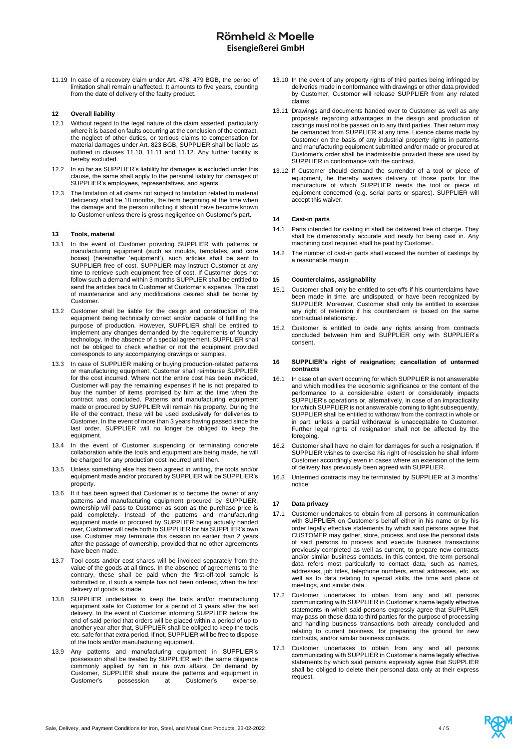11.19 In case of a recovery claim under Art. 478, 479 BGB, the period of limitation shall remain unaffected. It amounts to five years, counting from the date of delivery of the faulty product.

## 12 Overall liability

12.1 Without regard to the legal nature of the claim asserted, particularly where it is based on faults occurring at the conclusion of the contract, the neglect of other duties, or tortious claims to compensation for material damages under Art. 823 BGB, SUPPLIER shall be liable as outlined in clauses 11.10, 11.11 and 11.12. Any further liability is hereby excluded.

12.2 In so far as SUPPLIER's liability for damages is excluded under this clause, the same shall apply to the personal liability for damages of SUPPLIER's employees, representatives, and agents.

12.3 The limitation of all claims not subject to limitation related to material deficiency shall be 18 months, the term beginning at the time when the damage and the person inflicting it should have become known to Customer unless there is gross negligence on Customer's part.

## 13 Tools, material

13.1 In the event of Customer providing SUPPLIER with patterns or manufacturing equipment (such as moulds, templates, and core boxes) (hereinafter 'equipment'), such articles shall be sent to SUPPLIER free of cost. SUPPLIER may instruct Customer at any time to retrieve such equipment free of cost. If Customer does not follow such a demand within 3 months SUPPLIER shall be entitled to send the articles back to Customer at Customer's expense. The cost of maintenance and any modifications desired shall be borne by Customer.

13.2 Customer shall be liable for the design and construction of the equipment being technically correct and/or capable of fulfilling the purpose of production. However, SUPPLIER shall be entitled to implement any changes demanded by the requirements of foundry technology. In the absence of a special agreement, SUPPLIER shall not be obliged to check whether or not the equipment provided corresponds to any accompanying drawings or samples.

13.3 In case of SUPPLIER making or buying production-related patterns or manufacturing equipment, Customer shall reimburse SUPPLIER for the cost incurred. Where not the entire cost has been invoiced, Customer will pay the remaining expenses if he is not prepared to buy the number of items promised by him at the time when the contract was concluded. Patterns and manufacturing equipment made or procured by SUPPLIER will remain his property. During the life of the contract, these will be used exclusively for deliveries to Customer. In the event of more than 3 years having passed since the last order, SUPPLIER will no longer be obliged to keep the equipment.

13.4 In the event of Customer suspending or terminating concrete collaboration while the tools and equipment are being made, he will be charged for any production cost incurred until then.

13.5 Unless something else has been agreed in writing, the tools and/or equipment made and/or procured by SUPPLIER will be SUPPLIER's property.

13.6 If it has been agreed that Customer is to become the owner of any patterns and manufacturing equipment procured by SUPPLIER, ownership will pass to Customer as soon as the purchase price is paid completely. Instead of the patterns and manufacturing equipment made or procured by SUPPLIER being actually handed over, Customer will cede both to SUPPLIER for his SUPPLIER's own use. Customer may terminate this cession no earlier than 2 years after the passage of ownership, provided that no other agreements have been made.

13.7 Tool costs and/or cost shares will be invoiced separately from the value of the goods at all times. In the absence of agreements to the contrary, these shall be paid when the first-off-tool sample is submitted or, if such a sample has not been ordered, when the first delivery of goods is made.

13.8 SUPPLIER undertakes to keep the tools and/or manufacturing equipment safe for Customer for a period of 3 years after the last delivery. In the event of Customer informing SUPPLIER before the end of said period that orders will be placed within a period of up to another year after that, SUPPLIER shall be obliged to keep the tools etc. safe for that extra period. If not, SUPPLIER will be free to dispose of the tools and/or manufacturing equipment.

13.9 Any patterns and manufacturing equipment in SUPPLIER's possession shall be treated by SUPPLIER with the same diligence commonly applied by him in his own affairs. On demand by Customer, SUPPLIER shall insure the patterns and equipment in Customer's possession at Customer's expense.

13.10 In the event of any property rights of third parties being infringed by deliveries made in conformance with drawings or other data provided by Customer, Customer will release SUPPLIER from any related claims.

13.11 Drawings and documents handed over to Customer as well as any proposals regarding advantages in the design and production of castings must not be passed on to any third parties. Their return may be demanded from SUPPLIER at any time. Licence claims made by Customer on the basis of any industrial property rights in patterns and manufacturing equipment submitted and/or made or procured at Customer's order shall be inadmissible provided these are used by SUPPLIER in conformance with the contract.

13.12 If Customer should demand the surrender of a tool or piece of equipment, he thereby waives delivery of those parts for the manufacture of which SUPPLIER needs the tool or piece of equipment concerned (e.g. serial parts or spares). SUPPLIER will accept this waiver.

## 14 Cast-in parts

14.1 Parts intended for casting in shall be delivered free of charge. They shall be dimensionally accurate and ready for being cast in. Any machining cost required shall be paid by Customer.

14.2 The number of cast-in parts shall exceed the number of castings by a reasonable margin.

## 15 Counterclaims, assignability

15.1 Customer shall only be entitled to set-offs if his counterclaims have been made in time, are undisputed, or have been recognized by SUPPLIER. Moreover, Customer shall only be entitled to exercise any right of retention if his counterclaim is based on the same contractual relationship.

15.2 Customer is entitled to cede any rights arising from contracts concluded between him and SUPPLIER only with SUPPLIER's consent.

## 16 SUPPLIER's right of resignation; cancellation of untermed contracts

16.1 In case of an event occurring for which SUPPLIER is not answerable and which modifies the economic significance or the content of the performance to a considerable extent or considerably impacts SUPPLIER's operations or, alternatively, in case of an impracticality for which SUPPLIER is not answerable coming to light subsequently, SUPPLIER shall be entitled to withdraw from the contract in whole or in part, unless a partial withdrawal is unacceptable to Customer. Further legal rights of resignation shall not be affected by the foregoing.

16.2 Customer shall have no claim for damages for such a resignation. If SUPPLIER wishes to exercise his right of rescission he shall inform Customer accordingly even in cases where an extension of the term of delivery has previously been agreed with SUPPLIER.

16.3 Untermed contracts may be terminated by SUPPLIER at 3 months' notice.

## 17 Data privacy

17.1 Customer undertakes to obtain from all persons in communication with SUPPLIER on Customer's behalf either in his name or by his order legally effective statements by which said persons agree that CUSTOMER may gather, store, process, and use the personal data of said persons to process and execute business transactions previously completed as well as current, to prepare new contracts and/or similar business contacts. In this context, the term personal data refers most particularly to contact data, such as names, addresses, job titles, telephone numbers, email addresses, etc. as well as to data relating to special skills, the time and place of meetings, and similar data.

17.2 Customer undertakes to obtain from any and all persons communicating with SUPPLIER in Customer's name legally effective statements in which said persons expressly agree that SUPPLIER may pass on these data to third parties for the purpose of processing and handling business transactions both already concluded and relating to current business, for preparing the ground for new contracts, and/or similar business contacts.

17.3 Customer undertakes to obtain from any and all persons communicating with SUPPLIER in Customer's name legally effective statements by which said persons expressly agree that SUPPLIER shall be obliged to delete their personal data only at their express request.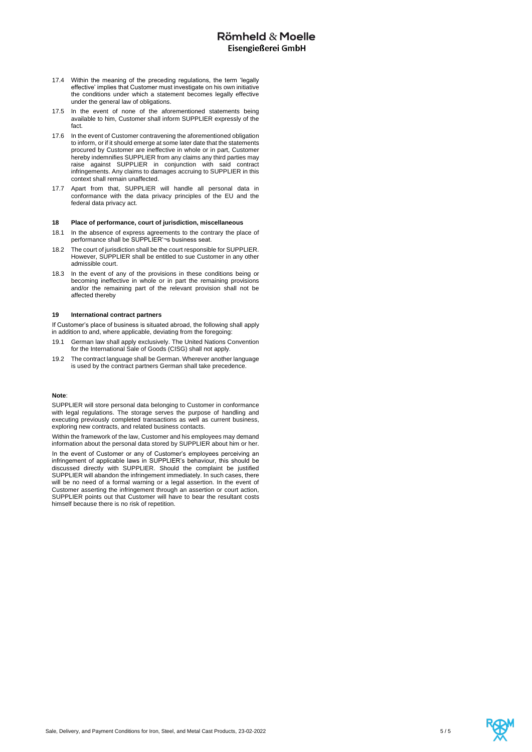17.4 Within the meaning of the preceding regulations, the term 'legally effective' implies that Customer must investigate on his own initiative the conditions under which a statement becomes legally effective under the general law of obligations.

17.5 In the event of none of the aforementioned statements being available to him, Customer shall inform SUPPLIER expressly of the fact.

17.6 In the event of Customer contravening the aforementioned obligation to inform, or if it should emerge at some later date that the statements procured by Customer are ineffective in whole or in part, Customer hereby indemnifies SUPPLIER from any claims any third parties may raise against SUPPLIER in conjunction with said contract infringements. Any claims to damages accruing to SUPPLIER in this context shall remain unaffected.

17.7 Apart from that, SUPPLIER will handle all personal data in conformance with the data privacy principles of the EU and the federal data privacy act.

## 18 Place of performance, court of jurisdiction, miscellaneous

18.1 In the absence of express agreements to the contrary the place of performance shall be SUPPLIER'¬s business seat.

18.2 The court of jurisdiction shall be the court responsible for SUPPLIER. However, SUPPLIER shall be entitled to sue Customer in any other admissible court.

18.3 In the event of any of the provisions in these conditions being or becoming ineffective in whole or in part the remaining provisions and/or the remaining part of the relevant provision shall not be affected thereby

## 19 International contract partners

If Customer's place of business is situated abroad, the following shall apply in addition to and, where applicable, deviating from the foregoing:

19.1 German law shall apply exclusively. The United Nations Convention for the International Sale of Goods (CISG) shall not apply.

19.2 The contract language shall be German. Wherever another language is used by the contract partners German shall take precedence.

**Note**:

SUPPLIER will store personal data belonging to Customer in conformance with legal regulations. The storage serves the purpose of handling and executing previously completed transactions as well as current business, exploring new contracts, and related business contacts.

Within the framework of the law, Customer and his employees may demand information about the personal data stored by SUPPLIER about him or her.

In the event of Customer or any of Customer's employees perceiving an infringement of applicable laws in SUPPLIER's behaviour, this should be discussed directly with SUPPLIER. Should the complaint be justified SUPPLIER will abandon the infringement immediately. In such cases, there will be no need of a formal warning or a legal assertion. In the event of Customer asserting the infringement through an assertion or court action, SUPPLIER points out that Customer will have to bear the resultant costs himself because there is no risk of repetition.